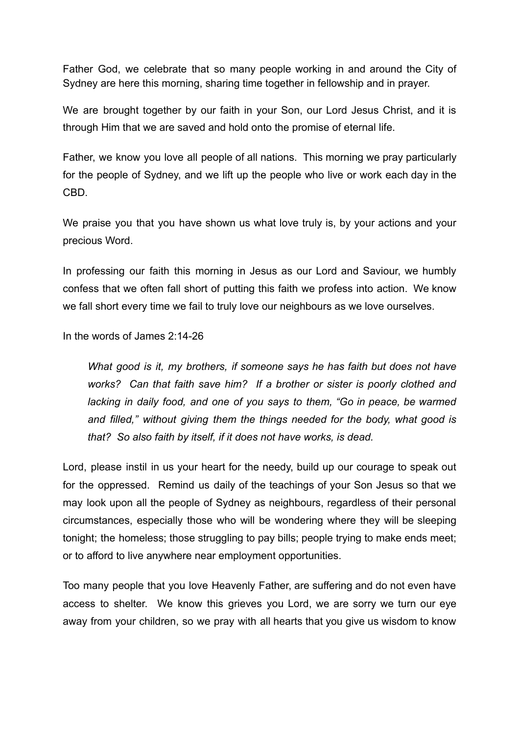Father God, we celebrate that so many people working in and around the City of Sydney are here this morning, sharing time together in fellowship and in prayer.

We are brought together by our faith in your Son, our Lord Jesus Christ, and it is through Him that we are saved and hold onto the promise of eternal life.

Father, we know you love all people of all nations. This morning we pray particularly for the people of Sydney, and we lift up the people who live or work each day in the CBD.

We praise you that you have shown us what love truly is, by your actions and your precious Word.

In professing our faith this morning in Jesus as our Lord and Saviour, we humbly confess that we often fall short of putting this faith we profess into action. We know we fall short every time we fail to truly love our neighbours as we love ourselves.

In the words of James 2:14-26

> *What good is it, my brothers, if someone says he has faith but does not have works? Can that faith save him? If a brother or sister is poorly clothed and lacking in daily food, and one of you says to them, "Go in peace, be warmed and filled," without giving them the things needed for the body, what good is that? So also faith by itself, if it does not have works, is dead.*

Lord, please instil in us your heart for the needy, build up our courage to speak out for the oppressed. Remind us daily of the teachings of your Son Jesus so that we may look upon all the people of Sydney as neighbours, regardless of their personal circumstances, especially those who will be wondering where they will be sleeping tonight; the homeless; those struggling to pay bills; people trying to make ends meet; or to afford to live anywhere near employment opportunities.

Too many people that you love Heavenly Father, are suffering and do not even have access to shelter. We know this grieves you Lord, we are sorry we turn our eye away from your children, so we pray with all hearts that you give us wisdom to know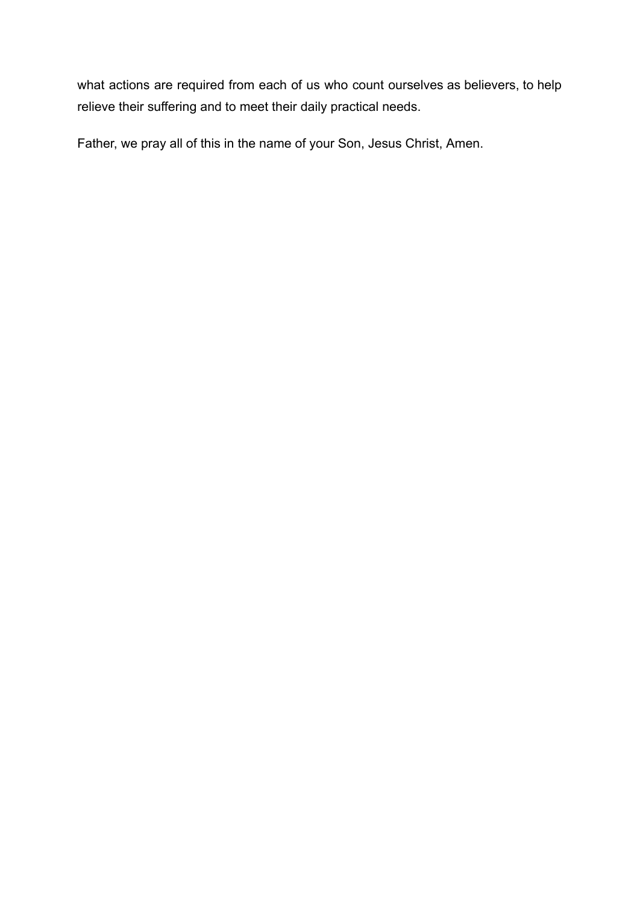what actions are required from each of us who count ourselves as believers, to help relieve their suffering and to meet their daily practical needs.

Father, we pray all of this in the name of your Son, Jesus Christ, Amen.